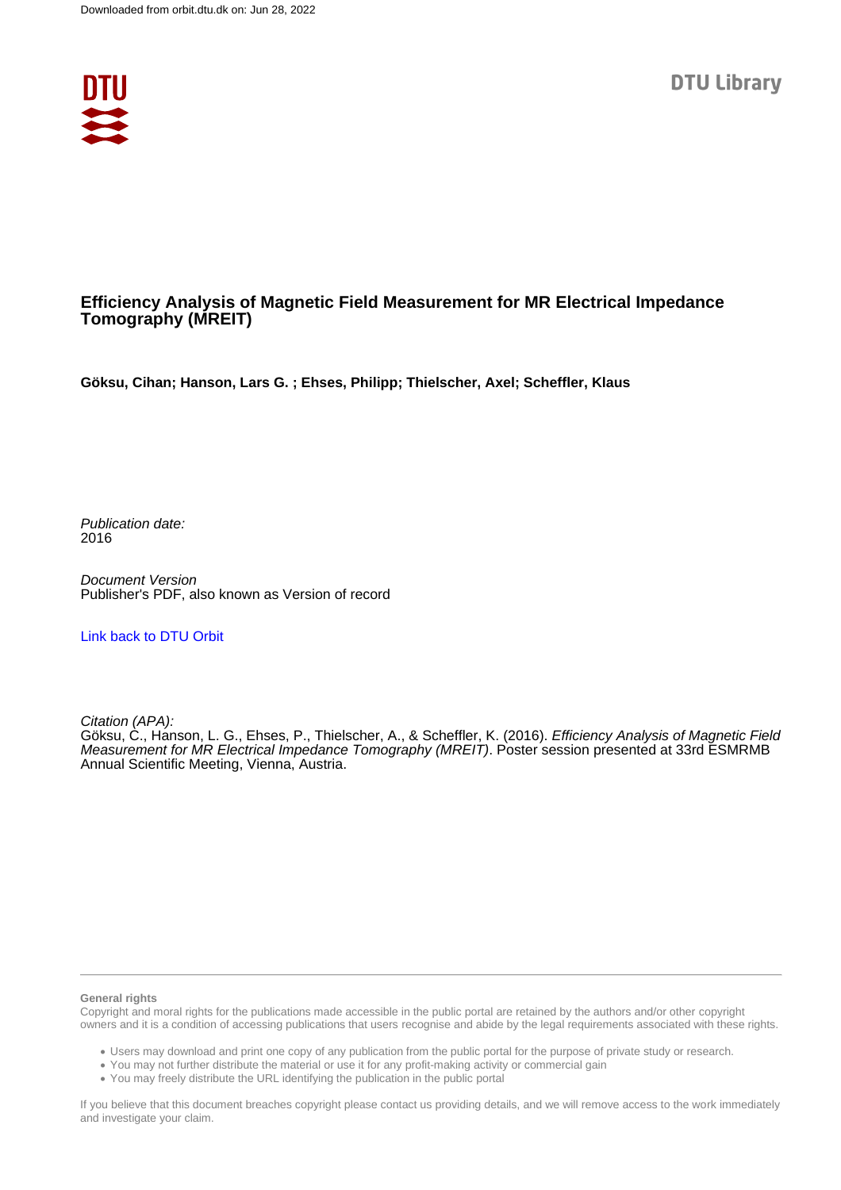Downloaded from orbit.dtu.dk on: Jun 28, 2022

DTU Library

# Efficiency Analysis of Magnetic Field Measurement for MR Electrical Impedance Tomography (MREIT)

**Göksu, Cihan; Hanson, Lars G. ; Ehses, Philipp; Thielscher, Axel; Scheffler, Klaus**

*Publication date:*
2016

*Document Version*
Publisher's PDF, also known as Version of record

Link back to DTU Orbit

*Citation (APA):*
Göksu, C., Hanson, L. G., Ehses, P., Thielscher, A., & Scheffler, K. (2016). *Efficiency Analysis of Magnetic Field Measurement for MR Electrical Impedance Tomography (MREIT)*. Poster session presented at 33rd ESMRMB Annual Scientific Meeting, Vienna, Austria.

**General rights**
Copyright and moral rights for the publications made accessible in the public portal are retained by the authors and/or other copyright owners and it is a condition of accessing publications that users recognise and abide by the legal requirements associated with these rights.

- Users may download and print one copy of any publication from the public portal for the purpose of private study or research.
- You may not further distribute the material or use it for any profit-making activity or commercial gain
- You may freely distribute the URL identifying the publication in the public portal

If you believe that this document breaches copyright please contact us providing details, and we will remove access to the work immediately and investigate your claim.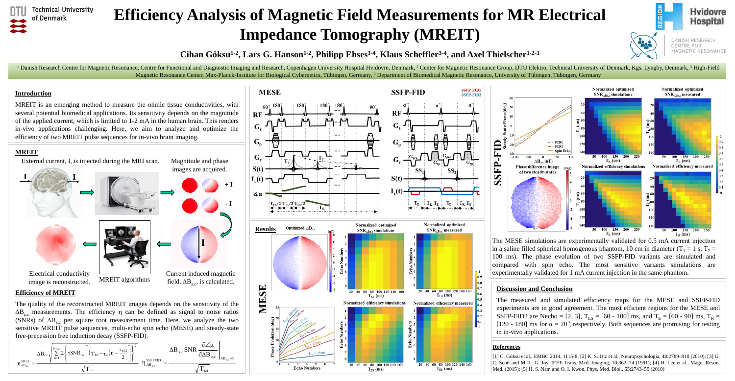# Efficiency Analysis of Magnetic Field Measurements for MR Electrical Impedance Tomography (MREIT)

**Cihan Göksu[1-2], Lars G. Hanson[1-2], Philipp Ehses[3-4], Klaus Scheffler[3-4], and Axel Thielscher[1-2-3]**

[1] Danish Research Centre for Magnetic Resonance, Centre for Functional and Diagnostic Imaging and Research, Copenhagen University Hospital Hvidovre, Denmark, [2] Center for Magnetic Resonance Group, DTU Elektro, Technical University of Denmark, Kgs. Lyngby, Denmark, [3] High-Field Magnetic Resonance Center, Max-Planck-Institute for Biological Cybernetics, Tübingen, Germany, [4] Department of Biomedical Magnetic Resonance, University of Tübingen, Tübingen, Germany

## Introduction

MREIT is an emerging method to measure the ohmic tissue conductivities, with several potential biomedical applications. Its sensitivity depends on the magnitude of the applied current, which is limited to 1-2 mA in the human brain. This renders in-vivo applications challenging. Here, we aim to analyze and optimize the efficiency of two MREIT pulse sequences for in-vivo brain imaging.

## MREIT

External current, I, is injected during the MRI scan.

Magnitude and phase images are acquired.

+ I

- I

Current induced magnetic field, $\Delta B_{z,c}$, is calculated.

MREIT algorithms

Electrical conductivity image is reconstructed.

## Efficiency of MREIT

The quality of the reconstructed MREIT images depends on the sensitivity of the $\Delta B_{z,c}$ measurements. The efficiency $\eta$ can be defined as signal to noise ratios (SNRs) of $\Delta B_{z,c}$ per square root measurement time. Here, we analyze the two sensitive MREIT pulse sequences, multi-echo spin echo (MESE) and steady-state free-precession free induction decay (SSFP-FID).

$$\eta_{\Delta B_{z,c}}^{MESE} = \frac{\Delta B_{z,c}\sqrt{\sum_{n=1}^{N_{echo}} 2\left\{\gamma SNR_n\left[\left(T_{ES}-\tau_s\right)n-\frac{\tau_{\pi/2}}{2}\right]\right\}^2}}{\sqrt{T_{tot}}} \qquad \eta_{\Delta B_{z,c}}^{SSFPFID} = \frac{\Delta B_{z,c}\, SNR \left.\frac{\partial \angle \mu}{\partial \Delta B_{z,c}}\right|_{\Delta B_{z,c}=0}}{\sqrt{T_{tot}}}$$

MESE

SSFP-FID

SSFP-FID1
SSFP-FID2

## Results

MESE

Optimized $\Delta B_{z,c}$ (nT)

Normalized optimized $SNR_{\Delta B_{z,c}}$ simulations

Normalized optimized $SNR_{\Delta B_{z,c}}$ measured

Normalized efficiency simulations

Normalized efficiency measured

Echo Numbers

$T_{ES}$ (ms)

Phase Evolution (deg)

SSFP-FID

Steady-State Phase (deg)

$\Delta B_{z,c}$ (nT)

FID1
FID2
Spin Echo

Phase difference image of two steady-states

$T_E$ (ms)

$T_R$ (ms)

The MESE simulations are experimentally validated for 0.5 mA current injection in a saline filled spherical homogenous phantom, 10 cm in diameter ($T_1$ = 1 s, $T_2$ = 100 ms). The phase evolution of two SSFP-FID variants are simulated and compared with spin echo. The most sensitive variants simulations are experimentally validated for 1 mA current injection in the same phantom.

## Discussion and Conclusion

The measured and simulated efficiency maps for the MESE and SSFP-FID experiments are in good agreement. The most efficient regions for the MESE and SSFP-FID2 are Necho = [2, 3], $T_{ES}$ = [60 - 100] ms, and $T_E$ = [60 - 90] ms, $T_R$ = [120 - 180] ms for $\alpha$ = 20˚, respectively. Both sequences are promising for testing in in-vivo applications.

## References

[1] C. Göksu et al., EMBC 2014, 1115-8; [2] K. S. Utz et al., Neuropsychologia, 48:2789–810 (2010); [3] G. C. Scott and M. L. G. Joy, IEEE Trans. Med. Imaging, 10:362–74 (1991); [4] H. Lee et al., Magn. Reson. Med. (2015); [5] H. S. Nam and O. I. Kwon, Phys. Med. Biol., 55:2743–59 (2010)